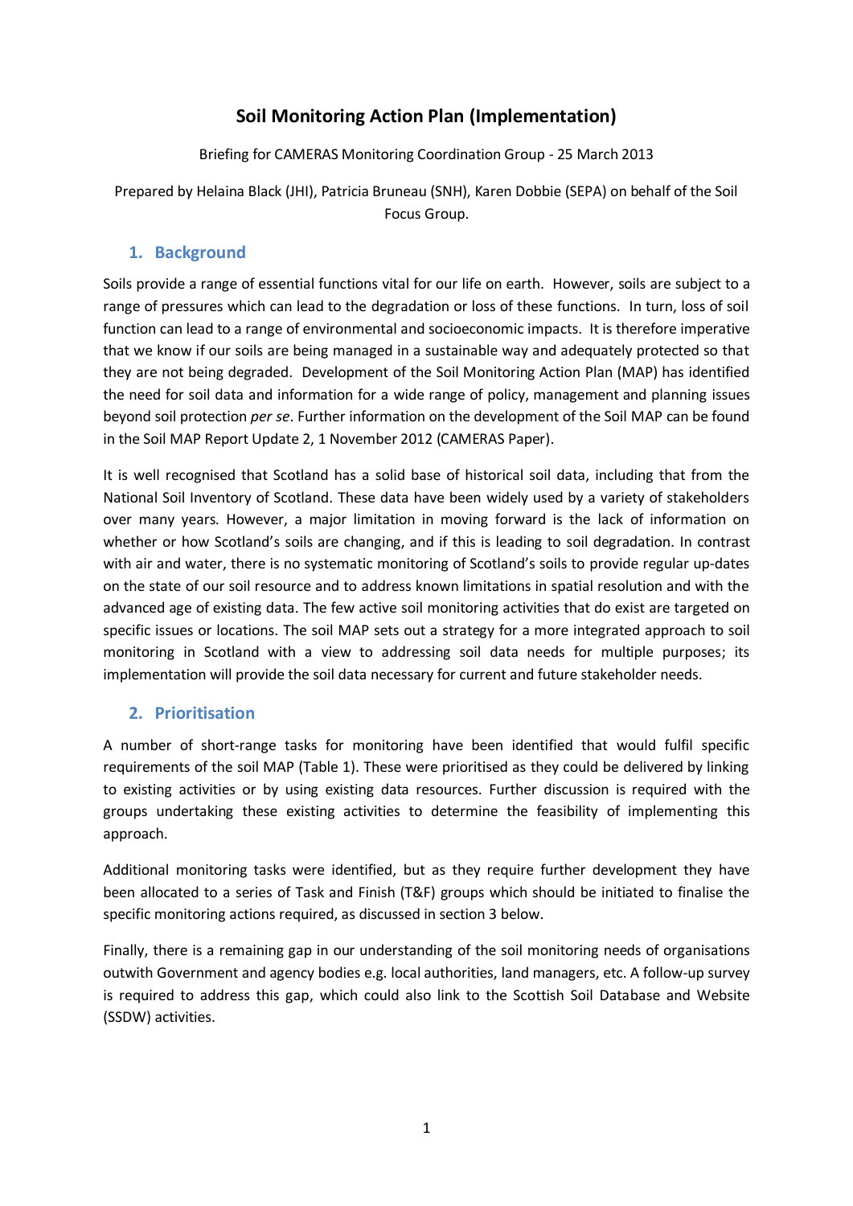# Soil Monitoring Action Plan (Implementation)

Briefing for CAMERAS Monitoring Coordination Group - 25 March 2013

Prepared by Helaina Black (JHI), Patricia Bruneau (SNH), Karen Dobbie (SEPA) on behalf of the Soil Focus Group.

## 1. Background

Soils provide a range of essential functions vital for our life on earth. However, soils are subject to a range of pressures which can lead to the degradation or loss of these functions. In turn, loss of soil function can lead to a range of environmental and socioeconomic impacts. It is therefore imperative that we know if our soils are being managed in a sustainable way and adequately protected so that they are not being degraded. Development of the Soil Monitoring Action Plan (MAP) has identified the need for soil data and information for a wide range of policy, management and planning issues beyond soil protection *per se*. Further information on the development of the Soil MAP can be found in the Soil MAP Report Update 2, 1 November 2012 (CAMERAS Paper).

It is well recognised that Scotland has a solid base of historical soil data, including that from the National Soil Inventory of Scotland. These data have been widely used by a variety of stakeholders over many years. However, a major limitation in moving forward is the lack of information on whether or how Scotland's soils are changing, and if this is leading to soil degradation. In contrast with air and water, there is no systematic monitoring of Scotland's soils to provide regular up-dates on the state of our soil resource and to address known limitations in spatial resolution and with the advanced age of existing data. The few active soil monitoring activities that do exist are targeted on specific issues or locations. The soil MAP sets out a strategy for a more integrated approach to soil monitoring in Scotland with a view to addressing soil data needs for multiple purposes; its implementation will provide the soil data necessary for current and future stakeholder needs.

## 2. Prioritisation

A number of short-range tasks for monitoring have been identified that would fulfil specific requirements of the soil MAP (Table 1). These were prioritised as they could be delivered by linking to existing activities or by using existing data resources. Further discussion is required with the groups undertaking these existing activities to determine the feasibility of implementing this approach.

Additional monitoring tasks were identified, but as they require further development they have been allocated to a series of Task and Finish (T&F) groups which should be initiated to finalise the specific monitoring actions required, as discussed in section 3 below.

Finally, there is a remaining gap in our understanding of the soil monitoring needs of organisations outwith Government and agency bodies e.g. local authorities, land managers, etc. A follow-up survey is required to address this gap, which could also link to the Scottish Soil Database and Website (SSDW) activities.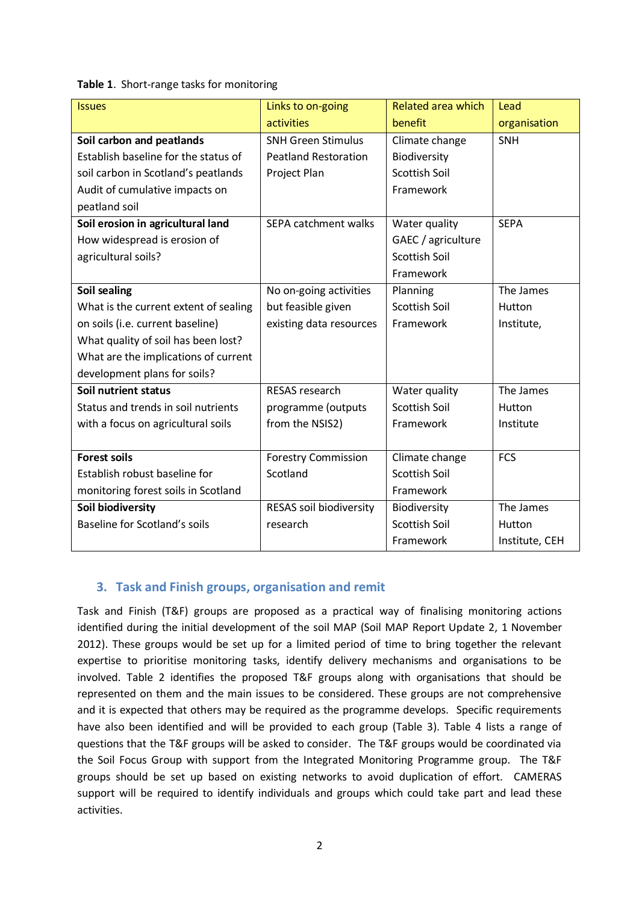**Table 1**. Short-range tasks for monitoring

| Issues | Links to on-going activities | Related area which benefit | Lead organisation |
|---|---|---|---|
| **Soil carbon and peatlands**<br>Establish baseline for the status of soil carbon in Scotland's peatlands<br>Audit of cumulative impacts on peatland soil | SNH Green Stimulus Peatland Restoration Project Plan | Climate change<br>Biodiversity<br>Scottish Soil Framework | SNH |
| **Soil erosion in agricultural land**<br>How widespread is erosion of agricultural soils? | SEPA catchment walks | Water quality<br>GAEC / agriculture<br>Scottish Soil Framework | SEPA |
| **Soil sealing**<br>What is the current extent of sealing on soils (i.e. current baseline)<br>What quality of soil has been lost?<br>What are the implications of current development plans for soils? | No on-going activities but feasible given existing data resources | Planning<br>Scottish Soil Framework | The James Hutton Institute, |
| **Soil nutrient status**<br>Status and trends in soil nutrients with a focus on agricultural soils | RESAS research programme (outputs from the NSIS2) | Water quality<br>Scottish Soil Framework | The James Hutton Institute |
| **Forest soils**<br>Establish robust baseline for monitoring forest soils in Scotland | Forestry Commission Scotland | Climate change<br>Scottish Soil Framework | FCS |
| **Soil biodiversity**<br>Baseline for Scotland's soils | RESAS soil biodiversity research | Biodiversity<br>Scottish Soil Framework | The James Hutton Institute, CEH |

## 3. Task and Finish groups, organisation and remit

Task and Finish (T&F) groups are proposed as a practical way of finalising monitoring actions identified during the initial development of the soil MAP (Soil MAP Report Update 2, 1 November 2012). These groups would be set up for a limited period of time to bring together the relevant expertise to prioritise monitoring tasks, identify delivery mechanisms and organisations to be involved. Table 2 identifies the proposed T&F groups along with organisations that should be represented on them and the main issues to be considered. These groups are not comprehensive and it is expected that others may be required as the programme develops. Specific requirements have also been identified and will be provided to each group (Table 3). Table 4 lists a range of questions that the T&F groups will be asked to consider. The T&F groups would be coordinated via the Soil Focus Group with support from the Integrated Monitoring Programme group. The T&F groups should be set up based on existing networks to avoid duplication of effort. CAMERAS support will be required to identify individuals and groups which could take part and lead these activities.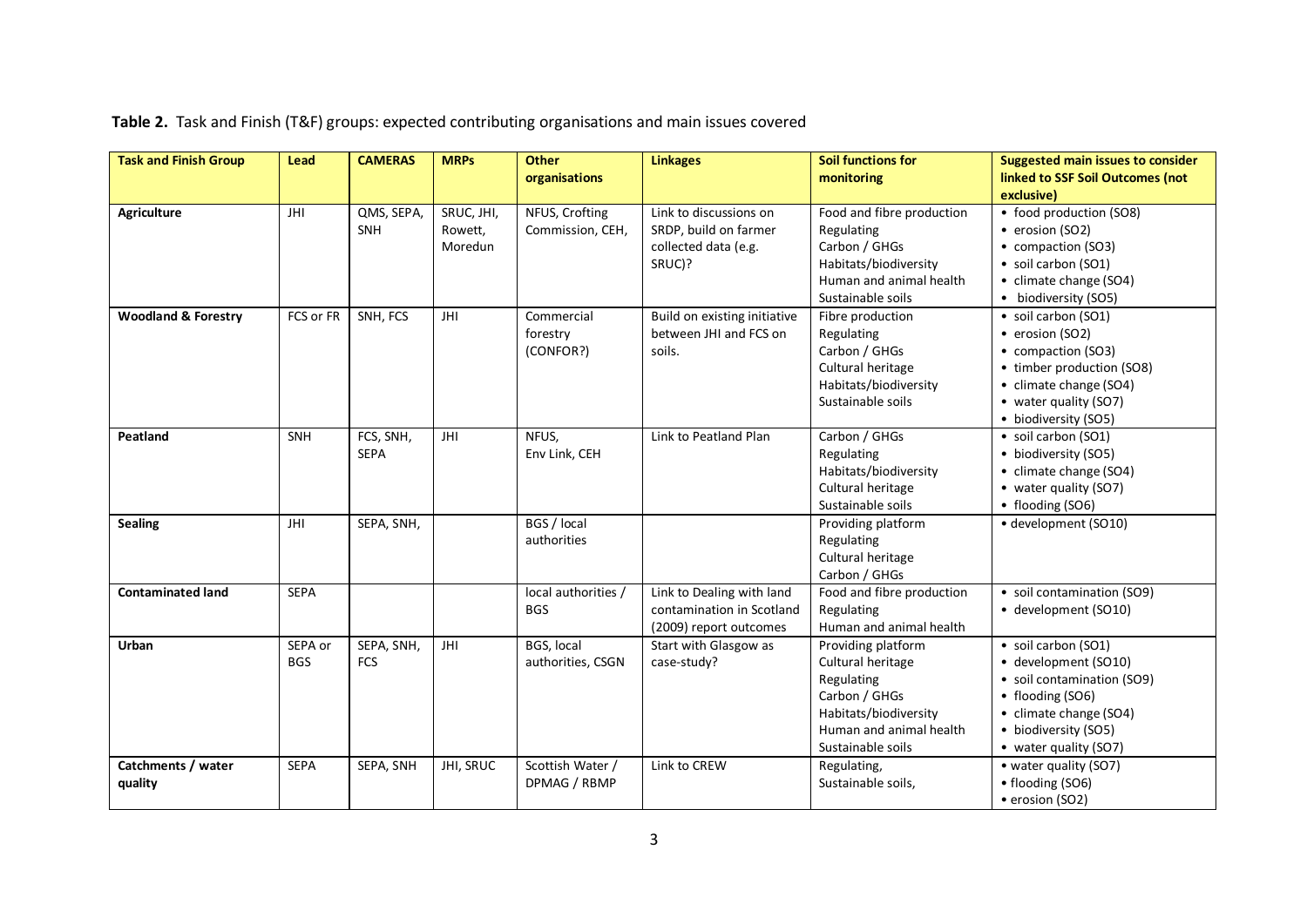**Table 2.** Task and Finish (T&F) groups: expected contributing organisations and main issues covered

| Task and Finish Group | Lead | CAMERAS | MRPs | Other organisations | Linkages | Soil functions for monitoring | Suggested main issues to consider linked to SSF Soil Outcomes (not exclusive) |
|---|---|---|---|---|---|---|---|
| **Agriculture** | JHI | QMS, SEPA, SNH | SRUC, JHI, Rowett, Moredun | NFUS, Crofting Commission, CEH, | Link to discussions on SRDP, build on farmer collected data (e.g. SRUC)? | Food and fibre production<br>Regulating<br>Carbon / GHGs<br>Habitats/biodiversity<br>Human and animal health<br>Sustainable soils | • food production (SO8)<br>• erosion (SO2)<br>• compaction (SO3)<br>• soil carbon (SO1)<br>• climate change (SO4)<br>• biodiversity (SO5) |
| **Woodland & Forestry** | FCS or FR | SNH, FCS | JHI | Commercial forestry (CONFOR?) | Build on existing initiative between JHI and FCS on soils. | Fibre production<br>Regulating<br>Carbon / GHGs<br>Cultural heritage<br>Habitats/biodiversity<br>Sustainable soils | • soil carbon (SO1)<br>• erosion (SO2)<br>• compaction (SO3)<br>• timber production (SO8)<br>• climate change (SO4)<br>• water quality (SO7)<br>• biodiversity (SO5) |
| **Peatland** | SNH | FCS, SNH, SEPA | JHI | NFUS, Env Link, CEH | Link to Peatland Plan | Carbon / GHGs<br>Regulating<br>Habitats/biodiversity<br>Cultural heritage<br>Sustainable soils | • soil carbon (SO1)<br>• biodiversity (SO5)<br>• climate change (SO4)<br>• water quality (SO7)<br>• flooding (SO6) |
| **Sealing** | JHI | SEPA, SNH, | | BGS / local authorities | | Providing platform<br>Regulating<br>Cultural heritage<br>Carbon / GHGs | • development (SO10) |
| **Contaminated land** | SEPA | | | local authorities / BGS | Link to Dealing with land contamination in Scotland (2009) report outcomes | Food and fibre production<br>Regulating<br>Human and animal health | • soil contamination (SO9)<br>• development (SO10) |
| **Urban** | SEPA or BGS | SEPA, SNH, FCS | JHI | BGS, local authorities, CSGN | Start with Glasgow as case-study? | Providing platform<br>Cultural heritage<br>Regulating<br>Carbon / GHGs<br>Habitats/biodiversity<br>Human and animal health<br>Sustainable soils | • soil carbon (SO1)<br>• development (SO10)<br>• soil contamination (SO9)<br>• flooding (SO6)<br>• climate change (SO4)<br>• biodiversity (SO5)<br>• water quality (SO7) |
| **Catchments / water quality** | SEPA | SEPA, SNH | JHI, SRUC | Scottish Water / DPMAG / RBMP | Link to CREW | Regulating,<br>Sustainable soils, | • water quality (SO7)<br>• flooding (SO6)<br>• erosion (SO2) |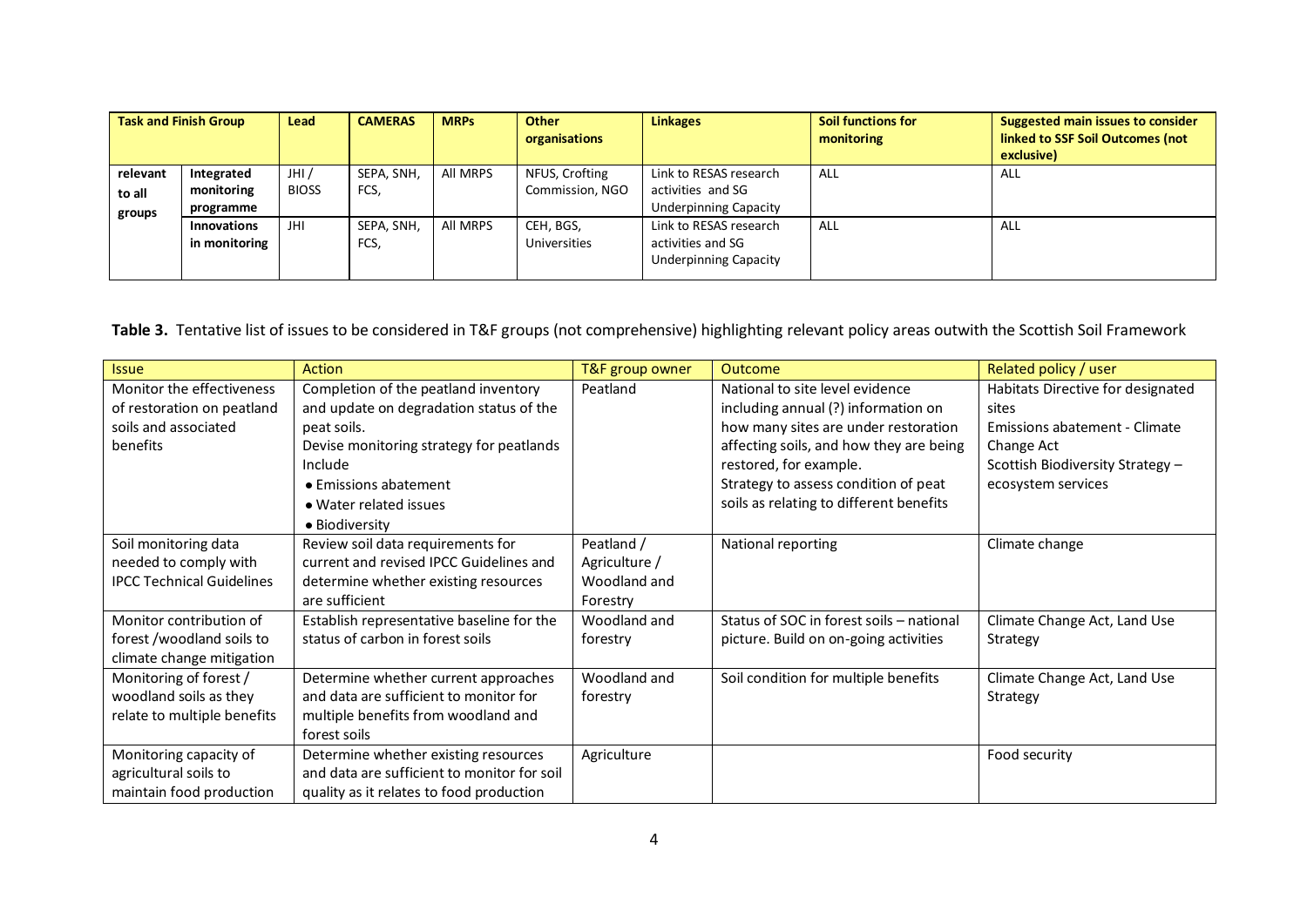| Task and Finish Group | | Lead | CAMERAS | MRPs | Other organisations | Linkages | Soil functions for monitoring | Suggested main issues to consider linked to SSF Soil Outcomes (not exclusive) |
|---|---|---|---|---|---|---|---|---|
| relevant to all groups | Integrated monitoring programme | JHI / BIOSS | SEPA, SNH, FCS, | All MRPS | NFUS, Crofting Commission, NGO | Link to RESAS research activities and SG Underpinning Capacity | ALL | ALL |
| | Innovations in monitoring | JHI | SEPA, SNH, FCS, | All MRPS | CEH, BGS, Universities | Link to RESAS research activities and SG Underpinning Capacity | ALL | ALL |

**Table 3.** Tentative list of issues to be considered in T&F groups (not comprehensive) highlighting relevant policy areas outwith the Scottish Soil Framework

| Issue | Action | T&F group owner | Outcome | Related policy / user |
|---|---|---|---|---|
| Monitor the effectiveness of restoration on peatland soils and associated benefits | Completion of the peatland inventory and update on degradation status of the peat soils.<br>Devise monitoring strategy for peatlands Include<br>• Emissions abatement<br>• Water related issues<br>• Biodiversity | Peatland | National to site level evidence including annual (?) information on how many sites are under restoration affecting soils, and how they are being restored, for example.<br>Strategy to assess condition of peat soils as relating to different benefits | Habitats Directive for designated sites<br>Emissions abatement - Climate Change Act<br>Scottish Biodiversity Strategy – ecosystem services |
| Soil monitoring data needed to comply with IPCC Technical Guidelines | Review soil data requirements for current and revised IPCC Guidelines and determine whether existing resources are sufficient | Peatland / Agriculture / Woodland and Forestry | National reporting | Climate change |
| Monitor contribution of forest /woodland soils to climate change mitigation | Establish representative baseline for the status of carbon in forest soils | Woodland and forestry | Status of SOC in forest soils – national picture. Build on on-going activities | Climate Change Act, Land Use Strategy |
| Monitoring of forest / woodland soils as they relate to multiple benefits | Determine whether current approaches and data are sufficient to monitor for multiple benefits from woodland and forest soils | Woodland and forestry | Soil condition for multiple benefits | Climate Change Act, Land Use Strategy |
| Monitoring capacity of agricultural soils to maintain food production | Determine whether existing resources and data are sufficient to monitor for soil quality as it relates to food production | Agriculture | | Food security |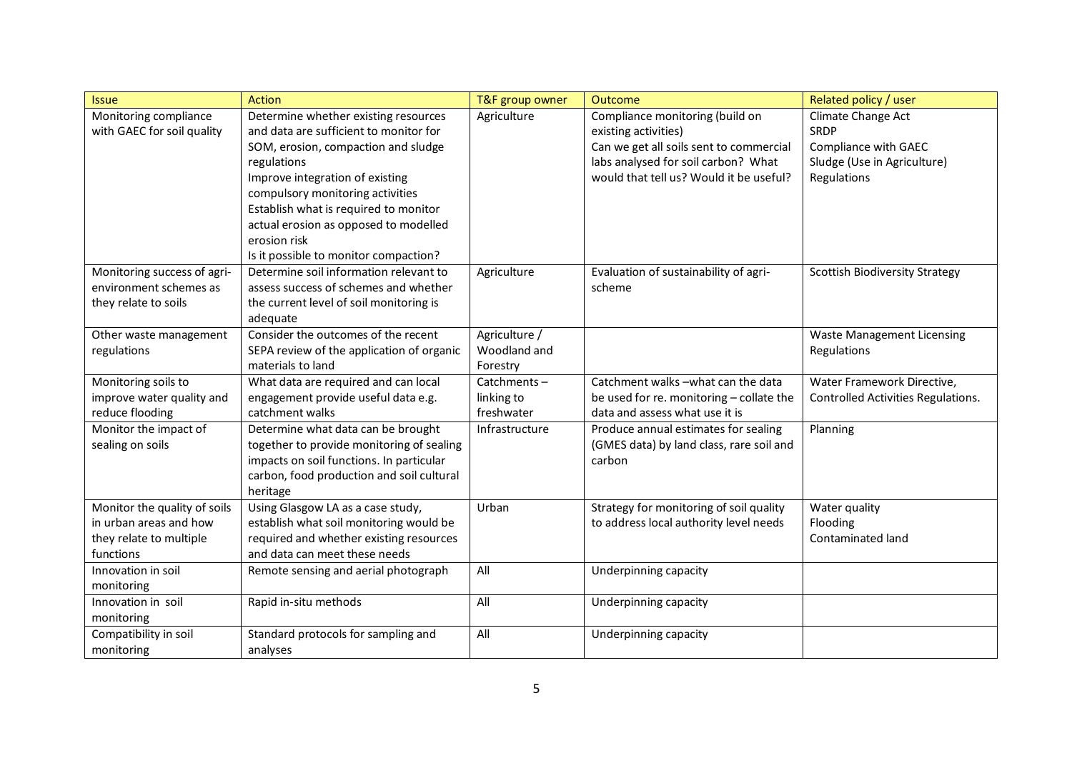| Issue | Action | T&F group owner | Outcome | Related policy / user |
|---|---|---|---|---|
| Monitoring compliance with GAEC for soil quality | Determine whether existing resources and data are sufficient to monitor for SOM, erosion, compaction and sludge regulations<br>Improve integration of existing compulsory monitoring activities<br>Establish what is required to monitor actual erosion as opposed to modelled erosion risk<br>Is it possible to monitor compaction? | Agriculture | Compliance monitoring (build on existing activities)<br>Can we get all soils sent to commercial labs analysed for soil carbon? What would that tell us? Would it be useful? | Climate Change Act<br>SRDP<br>Compliance with GAEC<br>Sludge (Use in Agriculture) Regulations |
| Monitoring success of agri-environment schemes as they relate to soils | Determine soil information relevant to assess success of schemes and whether the current level of soil monitoring is adequate | Agriculture | Evaluation of sustainability of agri-scheme | Scottish Biodiversity Strategy |
| Other waste management regulations | Consider the outcomes of the recent SEPA review of the application of organic materials to land | Agriculture / Woodland and Forestry | | Waste Management Licensing Regulations |
| Monitoring soils to improve water quality and reduce flooding | What data are required and can local engagement provide useful data e.g. catchment walks | Catchments – linking to freshwater | Catchment walks –what can the data be used for re. monitoring – collate the data and assess what use it is | Water Framework Directive, Controlled Activities Regulations. |
| Monitor the impact of sealing on soils | Determine what data can be brought together to provide monitoring of sealing impacts on soil functions. In particular carbon, food production and soil cultural heritage | Infrastructure | Produce annual estimates for sealing (GMES data) by land class, rare soil and carbon | Planning |
| Monitor the quality of soils in urban areas and how they relate to multiple functions | Using Glasgow LA as a case study, establish what soil monitoring would be required and whether existing resources and data can meet these needs | Urban | Strategy for monitoring of soil quality to address local authority level needs | Water quality<br>Flooding<br>Contaminated land |
| Innovation in soil monitoring | Remote sensing and aerial photograph | All | Underpinning capacity | |
| Innovation in soil monitoring | Rapid in-situ methods | All | Underpinning capacity | |
| Compatibility in soil monitoring | Standard protocols for sampling and analyses | All | Underpinning capacity | |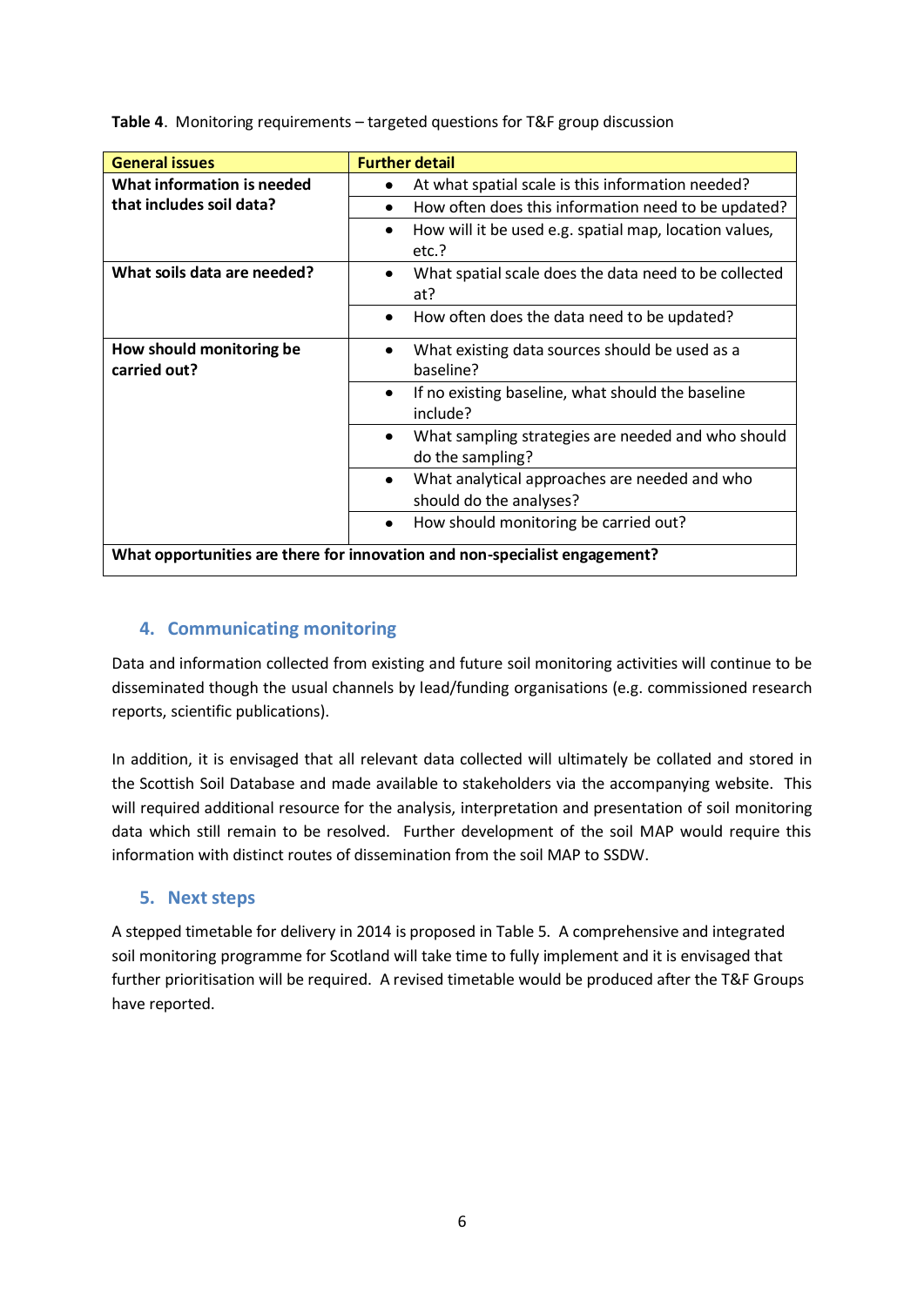**Table 4**. Monitoring requirements – targeted questions for T&F group discussion

| General issues | Further detail |
|---|---|
| **What information is needed that includes soil data?** | • At what spatial scale is this information needed? |
| | • How often does this information need to be updated? |
| | • How will it be used e.g. spatial map, location values, etc.? |
| **What soils data are needed?** | • What spatial scale does the data need to be collected at? |
| | • How often does the data need to be updated? |
| **How should monitoring be carried out?** | • What existing data sources should be used as a baseline? |
| | • If no existing baseline, what should the baseline include? |
| | • What sampling strategies are needed and who should do the sampling? |
| | • What analytical approaches are needed and who should do the analyses? |
| | • How should monitoring be carried out? |
| **What opportunities are there for innovation and non-specialist engagement?** | |

## 4. Communicating monitoring

Data and information collected from existing and future soil monitoring activities will continue to be disseminated though the usual channels by lead/funding organisations (e.g. commissioned research reports, scientific publications).

In addition, it is envisaged that all relevant data collected will ultimately be collated and stored in the Scottish Soil Database and made available to stakeholders via the accompanying website. This will required additional resource for the analysis, interpretation and presentation of soil monitoring data which still remain to be resolved. Further development of the soil MAP would require this information with distinct routes of dissemination from the soil MAP to SSDW.

## 5. Next steps

A stepped timetable for delivery in 2014 is proposed in Table 5. A comprehensive and integrated soil monitoring programme for Scotland will take time to fully implement and it is envisaged that further prioritisation will be required. A revised timetable would be produced after the T&F Groups have reported.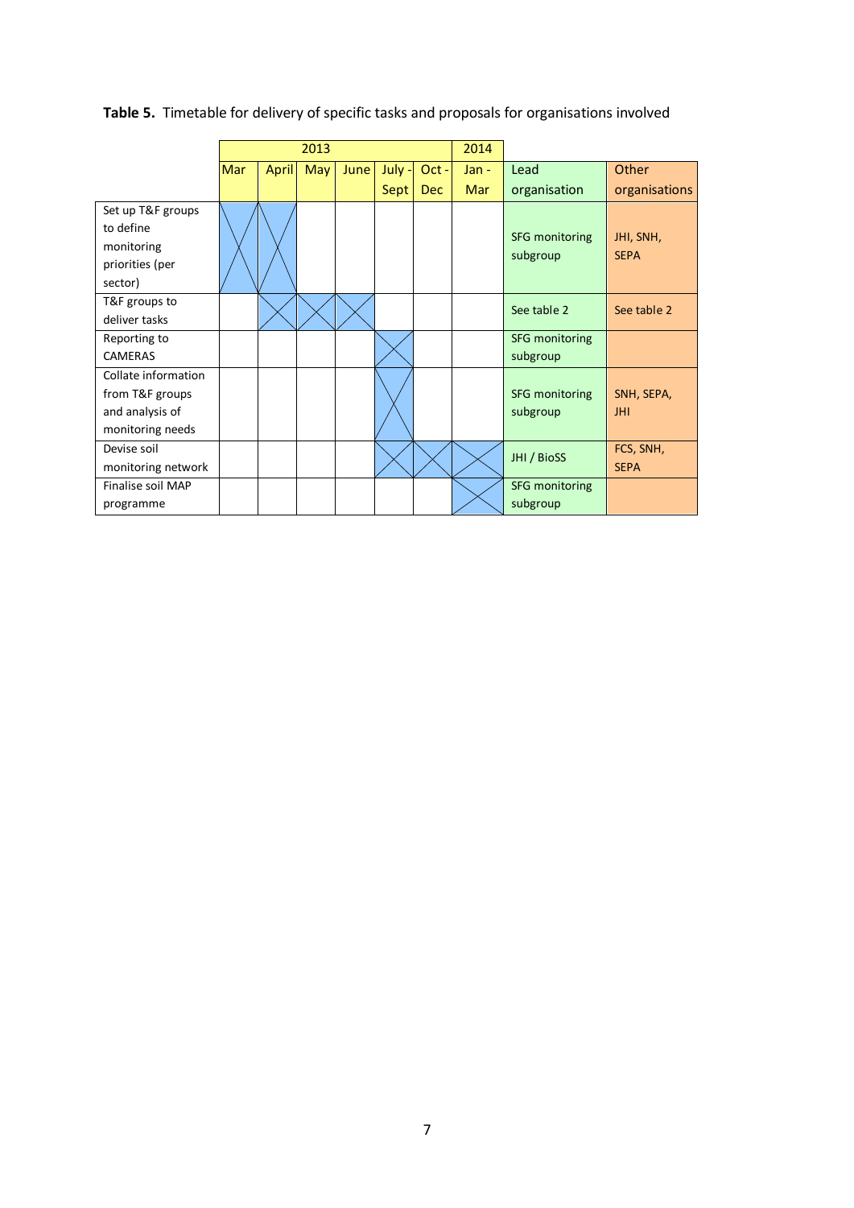**Table 5.** Timetable for delivery of specific tasks and proposals for organisations involved

| | 2013 | | | | | | 2014 | | |
|---|---|---|---|---|---|---|---|---|---|
| | Mar | April | May | June | July - Sept | Oct - Dec | Jan - Mar | Lead organisation | Other organisations |
| Set up T&F groups to define monitoring priorities (per sector) | X | X | | | | | | SFG monitoring subgroup | JHI, SNH, SEPA |
| T&F groups to deliver tasks | | X | X | X | | | | See table 2 | See table 2 |
| Reporting to CAMERAS | | | | | X | | | SFG monitoring subgroup | |
| Collate information from T&F groups and analysis of monitoring needs | | | | | X | | | SFG monitoring subgroup | SNH, SEPA, JHI |
| Devise soil monitoring network | | | | | X | X | X | JHI / BioSS | FCS, SNH, SEPA |
| Finalise soil MAP programme | | | | | | | X | SFG monitoring subgroup | |